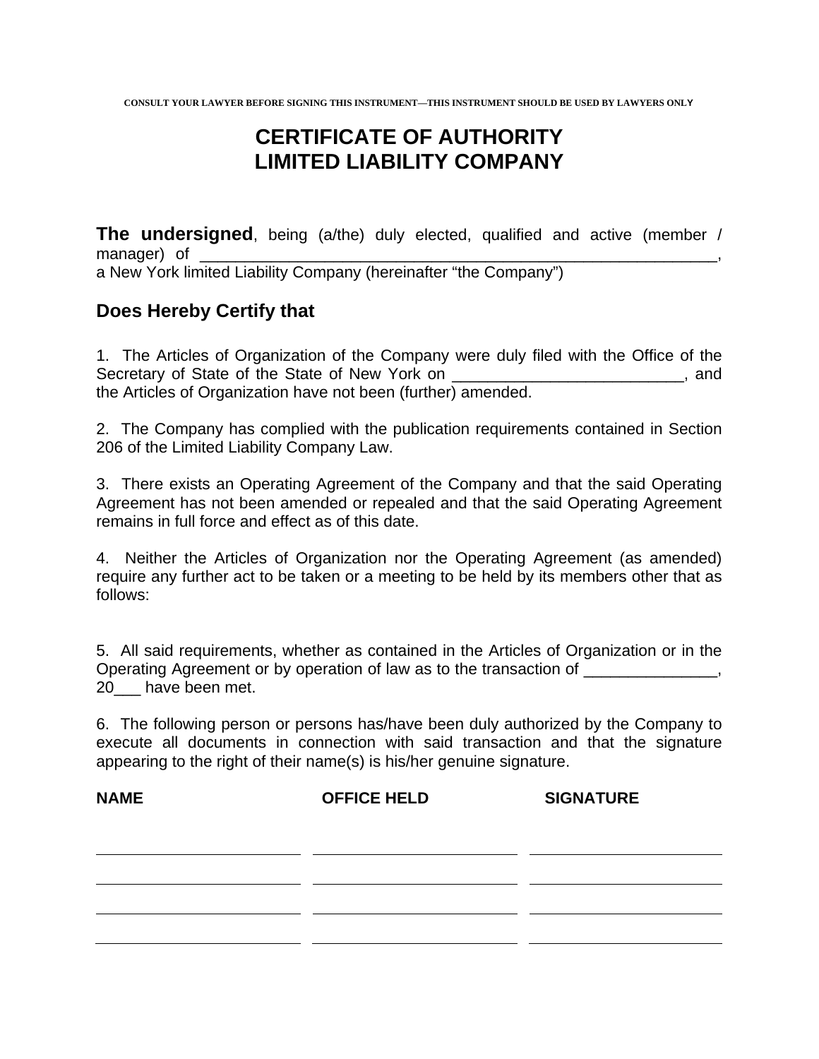CONSULT YOUR LAWYER BEFORE SIGNING THIS INSTRUMENT—THIS INSTRUMENT SHOULD BE USED BY LAWYERS ONLY

# CERTIFICATE OF AUTHORITY
# LIMITED LIABILITY COMPANY

**The undersigned**, being (a/the) duly elected, qualified and active (member / manager) of ______________________________________________________________, a New York limited Liability Company (hereinafter "the Company")

## Does Hereby Certify that

1. The Articles of Organization of the Company were duly filed with the Office of the Secretary of State of the State of New York on __________________________, and the Articles of Organization have not been (further) amended.

2. The Company has complied with the publication requirements contained in Section 206 of the Limited Liability Company Law.

3. There exists an Operating Agreement of the Company and that the said Operating Agreement has not been amended or repealed and that the said Operating Agreement remains in full force and effect as of this date.

4. Neither the Articles of Organization nor the Operating Agreement (as amended) require any further act to be taken or a meeting to be held by its members other that as follows:

5. All said requirements, whether as contained in the Articles of Organization or in the Operating Agreement or by operation of law as to the transaction of _______________, 20___ have been met.

6. The following person or persons has/have been duly authorized by the Company to execute all documents in connection with said transaction and that the signature appearing to the right of their name(s) is his/her genuine signature.

| NAME | OFFICE HELD | SIGNATURE |
|---|---|---|
| | | |
| | | |
| | | |
| | | |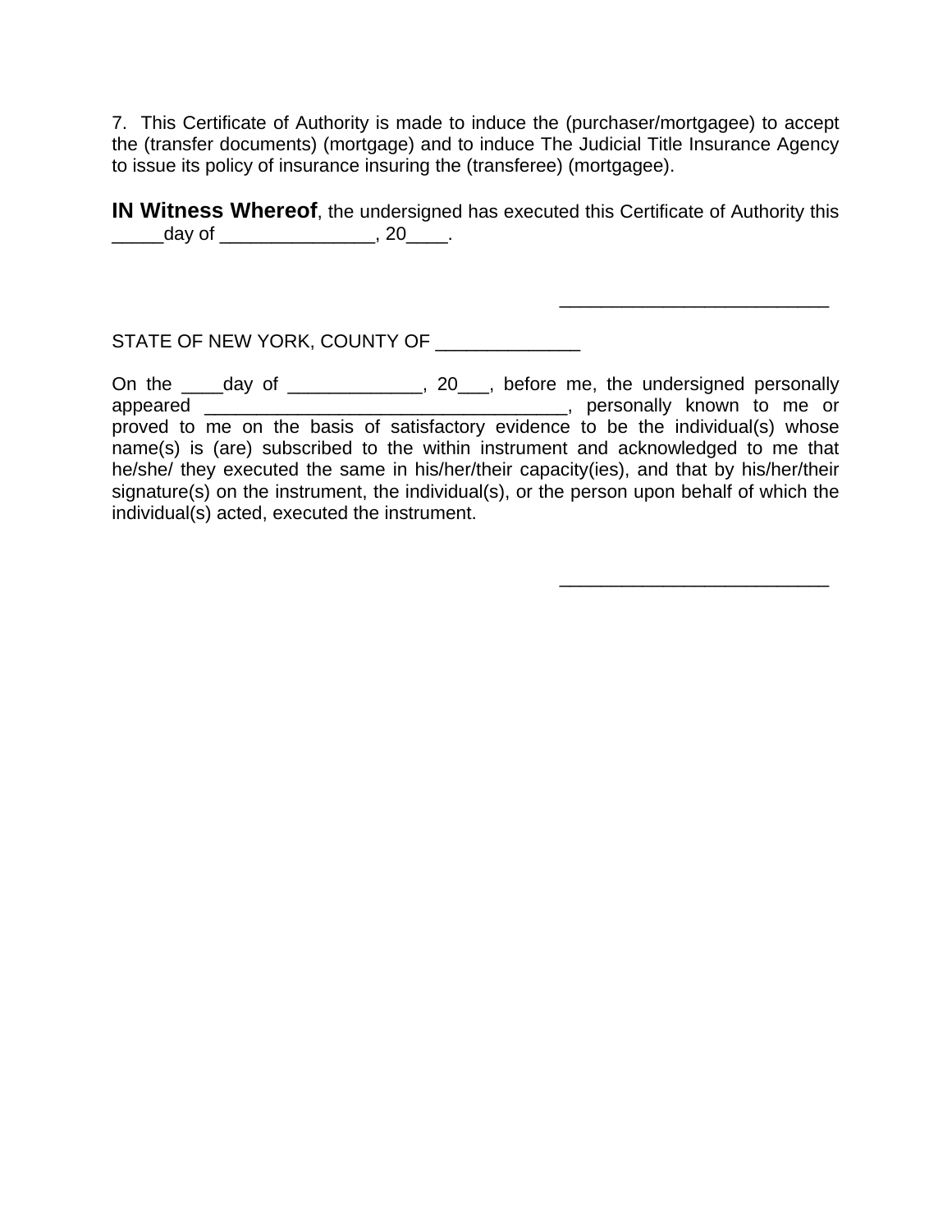7. This Certificate of Authority is made to induce the (purchaser/mortgagee) to accept the (transfer documents) (mortgage) and to induce The Judicial Title Insurance Agency to issue its policy of insurance insuring the (transferee) (mortgagee).

**IN Witness Whereof**, the undersigned has executed this Certificate of Authority this _____day of _______________, 20____.

__________________________

STATE OF NEW YORK, COUNTY OF ______________

On the ____day of _____________, 20___, before me, the undersigned personally appeared ___________________________________, personally known to me or proved to me on the basis of satisfactory evidence to be the individual(s) whose name(s) is (are) subscribed to the within instrument and acknowledged to me that he/she/ they executed the same in his/her/their capacity(ies), and that by his/her/their signature(s) on the instrument, the individual(s), or the person upon behalf of which the individual(s) acted, executed the instrument.

__________________________